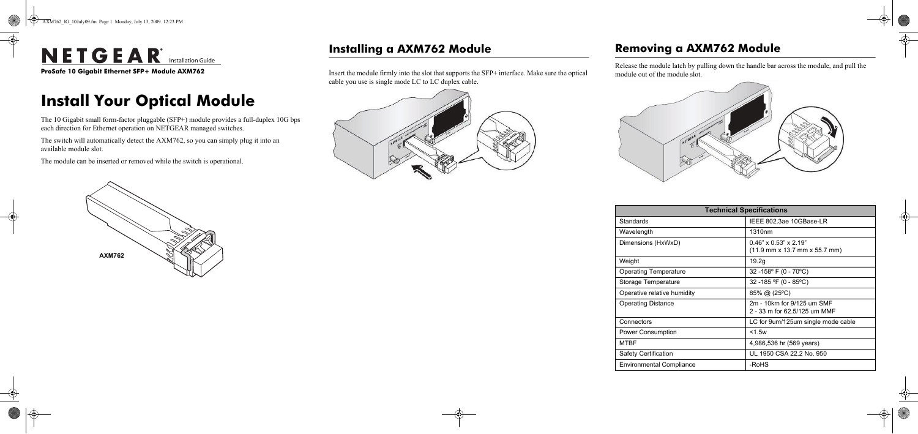NETGEAR Installation Guide

**ProSafe 10 Gigabit Ethernet SFP+ Module AXM762**

# Install Your Optical Module

The 10 Gigabit small form-factor pluggable (SFP+) module provides a full-duplex 10G bps each direction for Ethernet operation on NETGEAR managed switches.

The switch will automatically detect the AXM762, so you can simply plug it into an available module slot.

The module can be inserted or removed while the switch is operational.

AXM762

## Installing a AXM762 Module

Insert the module firmly into the slot that supports the SFP+ interface. Make sure the optical cable you use is single mode LC to LC duplex cable.

## Removing a AXM762 Module

Release the module latch by pulling down the handle bar across the module, and pull the module out of the module slot.

| Technical Specifications | |
|---|---|
| Standards | IEEE 802.3ae 10GBase-LR |
| Wavelength | 1310nm |
| Dimensions (HxWxD) | 0.46" x 0.53" x 2.19"<br>(11.9 mm x 13.7 mm x 55.7 mm) |
| Weight | 19.2g |
| Operating Temperature | 32 -158º F (0 - 70ºC) |
| Storage Temperature | 32 -185 ºF (0 - 85ºC) |
| Operative relative humidity | 85% @ (25ºC) |
| Operating Distance | 2m - 10km for 9/125 um SMF<br>2 - 33 m for 62.5/125 um MMF |
| Connectors | LC for 9um/125um single mode cable |
| Power Consumption | <1.5w |
| MTBF | 4,986,536 hr (569 years) |
| Safety Certification | UL 1950 CSA 22.2 No. 950 |
| Environmental Compliance | -RoHS |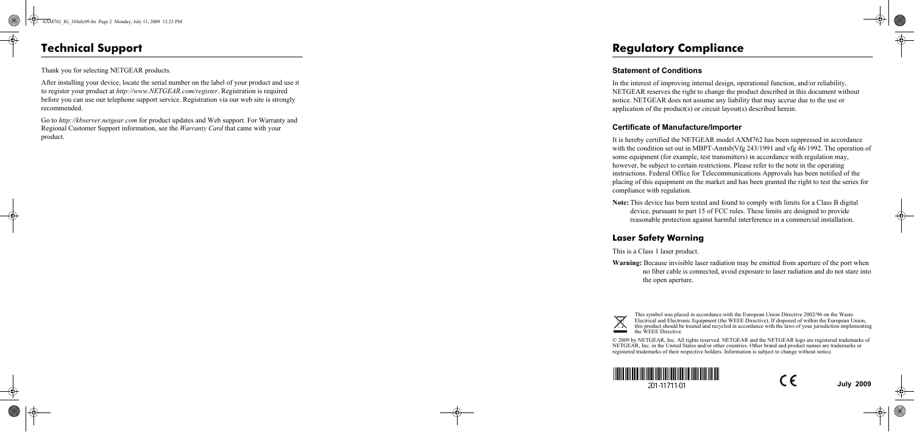## Technical Support

Thank you for selecting NETGEAR products.

After installing your device, locate the serial number on the label of your product and use it to register your product at *http://www.NETGEAR.com/register*. Registration is required before you can use our telephone support service. Registration via our web site is strongly recommended.

Go to *http://kbserver.netgear.com* for product updates and Web support. For Warranty and Regional Customer Support information, see the *Warranty Card* that came with your product.

## Regulatory Compliance

### Statement of Conditions

In the interest of improving internal design, operational function, and/or reliability, NETGEAR reserves the right to change the product described in this document without notice. NETGEAR does not assume any liability that may accrue due to the use or application of the product(s) or circuit layout(s) described herein.

### Certificate of Manufacture/Importer

It is hereby certified the NETGEAR model AXM762 has been suppressed in accordance with the condition set out in MBPT-Amtsb|Vfg 243/1991 and vfg 46/1992. The operation of some equipment (for example, test transmitters) in accordance with regulation may, however, be subject to certain restrictions. Please refer to the note in the operating instructions. Federal Office for Telecommunications Approvals has been notified of the placing of this equipment on the market and has been granted the right to test the series for compliance with regulation.

**Note:** This device has been tested and found to comply with limits for a Class B digital device, pursuant to part 15 of FCC rules. These limits are designed to provide reasonable protection against harmful interference in a commercial installation.

### Laser Safety Warning

This is a Class 1 laser product.

**Warning:** Because invisible laser radiation may be emitted from aperture of the port when no fiber cable is connected, avoid exposure to laser radiation and do not stare into the open aperture.

This symbol was placed in accordance with the European Union Directive 2002/96 on the Waste Electrical and Electronic Equipment (the WEEE Directive). If disposed of within the European Union, this product should be treated and recycled in accordance with the laws of your jurisdiction implementing the WEEE Directive.

© 2009 by NETGEAR, Inc. All rights reserved. NETGEAR and the NETGEAR logo are registered trademarks of NETGEAR, Inc. in the United States and/or other countries. Other brand and product names are trademarks or registered trademarks of their respective holders. Information is subject to change without notice.

201-11711-01

CE

**July 2009**